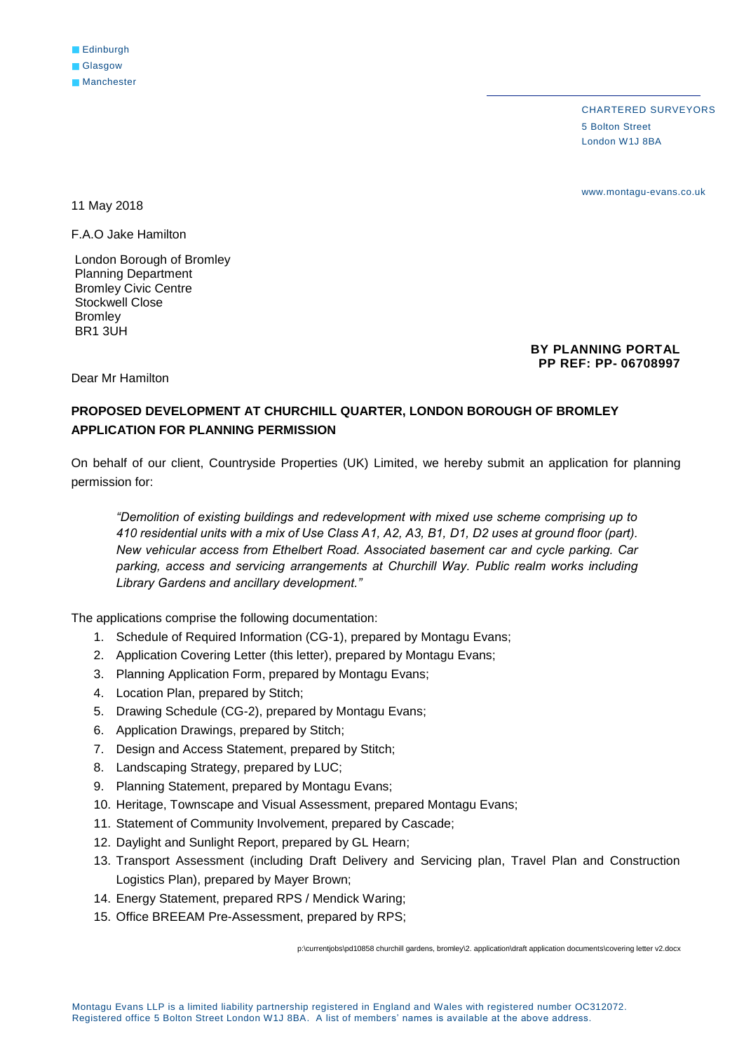Edinburgh
Glasgow
Manchester

CHARTERED SURVEYORS
5 Bolton Street
London W1J 8BA

www.montagu-evans.co.uk

11 May 2018

F.A.O Jake Hamilton

London Borough of Bromley
Planning Department
Bromley Civic Centre
Stockwell Close
Bromley
BR1 3UH

**BY PLANNING PORTAL**
**PP REF: PP- 06708997**

Dear Mr Hamilton

**PROPOSED DEVELOPMENT AT CHURCHILL QUARTER, LONDON BOROUGH OF BROMLEY**
**APPLICATION FOR PLANNING PERMISSION**

On behalf of our client, Countryside Properties (UK) Limited, we hereby submit an application for planning permission for:

> *"Demolition of existing buildings and redevelopment with mixed use scheme comprising up to 410 residential units with a mix of Use Class A1, A2, A3, B1, D1, D2 uses at ground floor (part). New vehicular access from Ethelbert Road. Associated basement car and cycle parking. Car parking, access and servicing arrangements at Churchill Way. Public realm works including Library Gardens and ancillary development."*

The applications comprise the following documentation:

1. Schedule of Required Information (CG-1), prepared by Montagu Evans;
2. Application Covering Letter (this letter), prepared by Montagu Evans;
3. Planning Application Form, prepared by Montagu Evans;
4. Location Plan, prepared by Stitch;
5. Drawing Schedule (CG-2), prepared by Montagu Evans;
6. Application Drawings, prepared by Stitch;
7. Design and Access Statement, prepared by Stitch;
8. Landscaping Strategy, prepared by LUC;
9. Planning Statement, prepared by Montagu Evans;
10. Heritage, Townscape and Visual Assessment, prepared Montagu Evans;
11. Statement of Community Involvement, prepared by Cascade;
12. Daylight and Sunlight Report, prepared by GL Hearn;
13. Transport Assessment (including Draft Delivery and Servicing plan, Travel Plan and Construction Logistics Plan), prepared by Mayer Brown;
14. Energy Statement, prepared RPS / Mendick Waring;
15. Office BREEAM Pre-Assessment, prepared by RPS;

p:\currentjobs\pd10858 churchill gardens, bromley\2. application\draft application documents\covering letter v2.docx

Montagu Evans LLP is a limited liability partnership registered in England and Wales with registered number OC312072.
Registered office 5 Bolton Street London W1J 8BA. A list of members' names is available at the above address.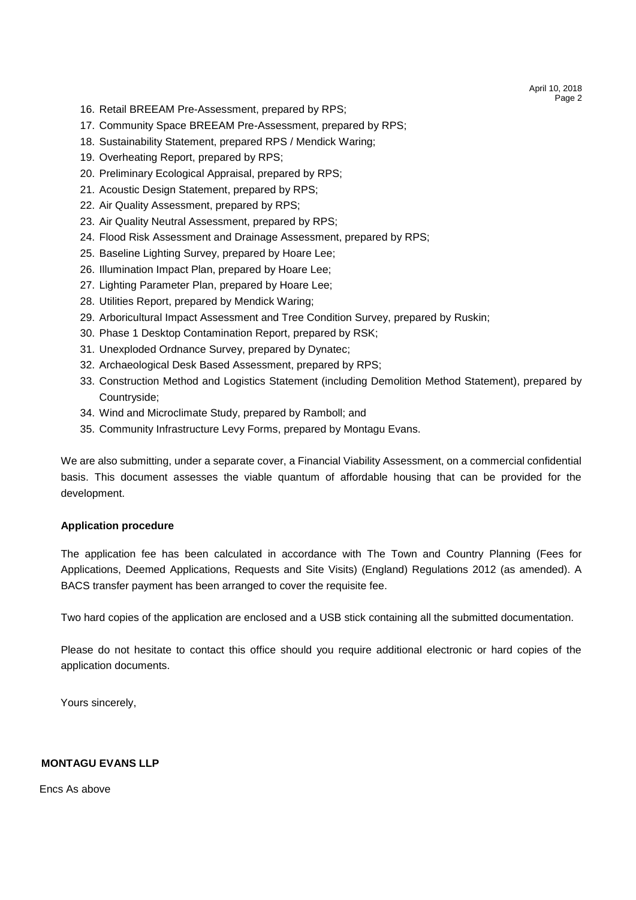16. Retail BREEAM Pre-Assessment, prepared by RPS;
17. Community Space BREEAM Pre-Assessment, prepared by RPS;
18. Sustainability Statement, prepared RPS / Mendick Waring;
19. Overheating Report, prepared by RPS;
20. Preliminary Ecological Appraisal, prepared by RPS;
21. Acoustic Design Statement, prepared by RPS;
22. Air Quality Assessment, prepared by RPS;
23. Air Quality Neutral Assessment, prepared by RPS;
24. Flood Risk Assessment and Drainage Assessment, prepared by RPS;
25. Baseline Lighting Survey, prepared by Hoare Lee;
26. Illumination Impact Plan, prepared by Hoare Lee;
27. Lighting Parameter Plan, prepared by Hoare Lee;
28. Utilities Report, prepared by Mendick Waring;
29. Arboricultural Impact Assessment and Tree Condition Survey, prepared by Ruskin;
30. Phase 1 Desktop Contamination Report, prepared by RSK;
31. Unexploded Ordnance Survey, prepared by Dynatec;
32. Archaeological Desk Based Assessment, prepared by RPS;
33. Construction Method and Logistics Statement (including Demolition Method Statement), prepared by Countryside;
34. Wind and Microclimate Study, prepared by Ramboll; and
35. Community Infrastructure Levy Forms, prepared by Montagu Evans.

We are also submitting, under a separate cover, a Financial Viability Assessment, on a commercial confidential basis. This document assesses the viable quantum of affordable housing that can be provided for the development.

**Application procedure**

The application fee has been calculated in accordance with The Town and Country Planning (Fees for Applications, Deemed Applications, Requests and Site Visits) (England) Regulations 2012 (as amended). A BACS transfer payment has been arranged to cover the requisite fee.

Two hard copies of the application are enclosed and a USB stick containing all the submitted documentation.

Please do not hesitate to contact this office should you require additional electronic or hard copies of the application documents.

Yours sincerely,

**MONTAGU EVANS LLP**

Encs As above